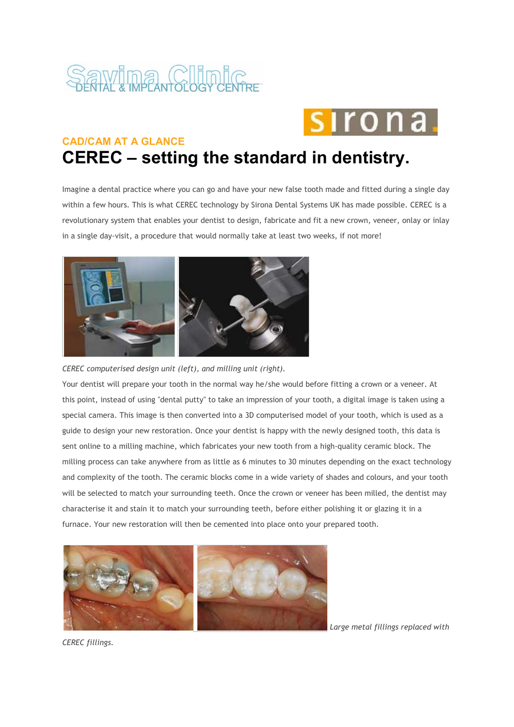Savina Clinic
DENTAL & IMPLANTOLOGY CENTRE

sirona.

### CAD/CAM AT A GLANCE

# CEREC – setting the standard in dentistry.

Imagine a dental practice where you can go and have your new false tooth made and fitted during a single day within a few hours. This is what CEREC technology by Sirona Dental Systems UK has made possible. CEREC is a revolutionary system that enables your dentist to design, fabricate and fit a new crown, veneer, onlay or inlay in a single day-visit, a procedure that would normally take at least two weeks, if not more!

*CEREC computerised design unit (left), and milling unit (right).*

Your dentist will prepare your tooth in the normal way he/she would before fitting a crown or a veneer. At this point, instead of using "dental putty" to take an impression of your tooth, a digital image is taken using a special camera. This image is then converted into a 3D computerised model of your tooth, which is used as a guide to design your new restoration. Once your dentist is happy with the newly designed tooth, this data is sent online to a milling machine, which fabricates your new tooth from a high-quality ceramic block. The milling process can take anywhere from as little as 6 minutes to 30 minutes depending on the exact technology and complexity of the tooth. The ceramic blocks come in a wide variety of shades and colours, and your tooth will be selected to match your surrounding teeth. Once the crown or veneer has been milled, the dentist may characterise it and stain it to match your surrounding teeth, before either polishing it or glazing it in a furnace. Your new restoration will then be cemented into place onto your prepared tooth.

*Large metal fillings replaced with CEREC fillings.*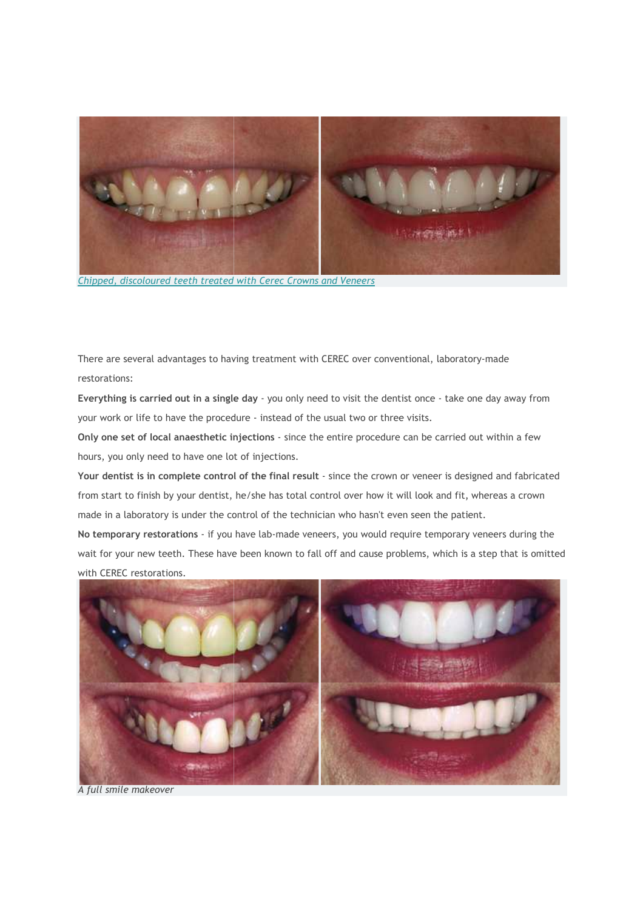*Chipped, discoloured teeth treated with Cerec Crowns and Veneers*

There are several advantages to having treatment with CEREC over conventional, laboratory-made restorations:

**Everything is carried out in a single day** - you only need to visit the dentist once - take one day away from your work or life to have the procedure - instead of the usual two or three visits.

**Only one set of local anaesthetic injections** - since the entire procedure can be carried out within a few hours, you only need to have one lot of injections.

**Your dentist is in complete control of the final result** - since the crown or veneer is designed and fabricated from start to finish by your dentist, he/she has total control over how it will look and fit, whereas a crown made in a laboratory is under the control of the technician who hasn't even seen the patient.

**No temporary restorations** - if you have lab-made veneers, you would require temporary veneers during the wait for your new teeth. These have been known to fall off and cause problems, which is a step that is omitted with CEREC restorations.

*A full smile makeover*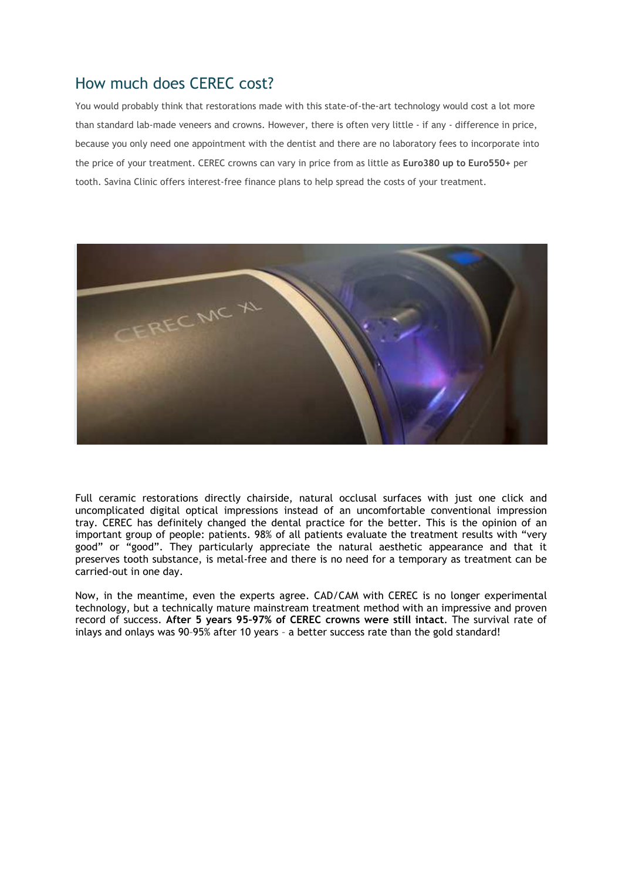## How much does CEREC cost?

You would probably think that restorations made with this state-of-the-art technology would cost a lot more than standard lab-made veneers and crowns. However, there is often very little - if any - difference in price, because you only need one appointment with the dentist and there are no laboratory fees to incorporate into the price of your treatment. CEREC crowns can vary in price from as little as **Euro380 up to Euro550+** per tooth. Savina Clinic offers interest-free finance plans to help spread the costs of your treatment.

Full ceramic restorations directly chairside, natural occlusal surfaces with just one click and uncomplicated digital optical impressions instead of an uncomfortable conventional impression tray. CEREC has definitely changed the dental practice for the better. This is the opinion of an important group of people: patients. 98% of all patients evaluate the treatment results with “very good” or “good”. They particularly appreciate the natural aesthetic appearance and that it preserves tooth substance, is metal-free and there is no need for a temporary as treatment can be carried-out in one day.

Now, in the meantime, even the experts agree. CAD/CAM with CEREC is no longer experimental technology, but a technically mature mainstream treatment method with an impressive and proven record of success. **After 5 years 95–97% of CEREC crowns were still intact**. The survival rate of inlays and onlays was 90–95% after 10 years – a better success rate than the gold standard!